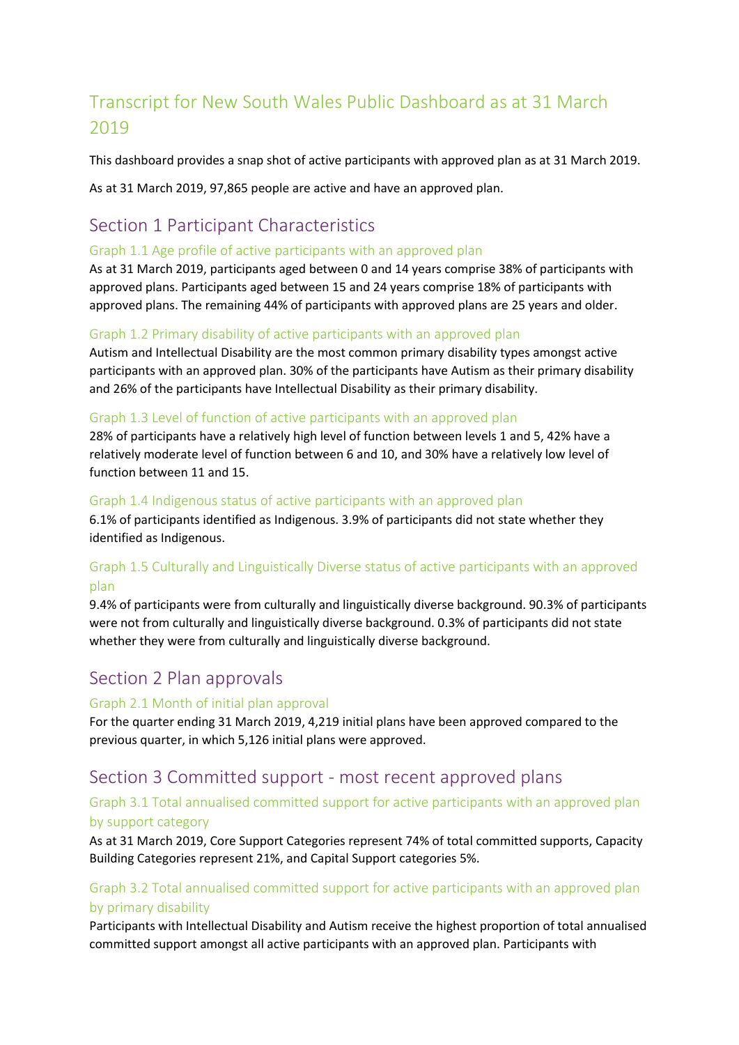# Transcript for New South Wales Public Dashboard as at 31 March 2019

This dashboard provides a snap shot of active participants with approved plan as at 31 March 2019.

As at 31 March 2019, 97,865 people are active and have an approved plan.

## Section 1 Participant Characteristics

### Graph 1.1 Age profile of active participants with an approved plan

As at 31 March 2019, participants aged between 0 and 14 years comprise 38% of participants with approved plans. Participants aged between 15 and 24 years comprise 18% of participants with approved plans. The remaining 44% of participants with approved plans are 25 years and older.

### Graph 1.2 Primary disability of active participants with an approved plan

Autism and Intellectual Disability are the most common primary disability types amongst active participants with an approved plan. 30% of the participants have Autism as their primary disability and 26% of the participants have Intellectual Disability as their primary disability.

### Graph 1.3 Level of function of active participants with an approved plan

28% of participants have a relatively high level of function between levels 1 and 5, 42% have a relatively moderate level of function between 6 and 10, and 30% have a relatively low level of function between 11 and 15.

### Graph 1.4 Indigenous status of active participants with an approved plan

6.1% of participants identified as Indigenous. 3.9% of participants did not state whether they identified as Indigenous.

### Graph 1.5 Culturally and Linguistically Diverse status of active participants with an approved plan

9.4% of participants were from culturally and linguistically diverse background. 90.3% of participants were not from culturally and linguistically diverse background. 0.3% of participants did not state whether they were from culturally and linguistically diverse background.

## Section 2 Plan approvals

### Graph 2.1 Month of initial plan approval

For the quarter ending 31 March 2019, 4,219 initial plans have been approved compared to the previous quarter, in which 5,126 initial plans were approved.

## Section 3 Committed support - most recent approved plans

### Graph 3.1 Total annualised committed support for active participants with an approved plan by support category

As at 31 March 2019, Core Support Categories represent 74% of total committed supports, Capacity Building Categories represent 21%, and Capital Support categories 5%.

### Graph 3.2 Total annualised committed support for active participants with an approved plan by primary disability

Participants with Intellectual Disability and Autism receive the highest proportion of total annualised committed support amongst all active participants with an approved plan. Participants with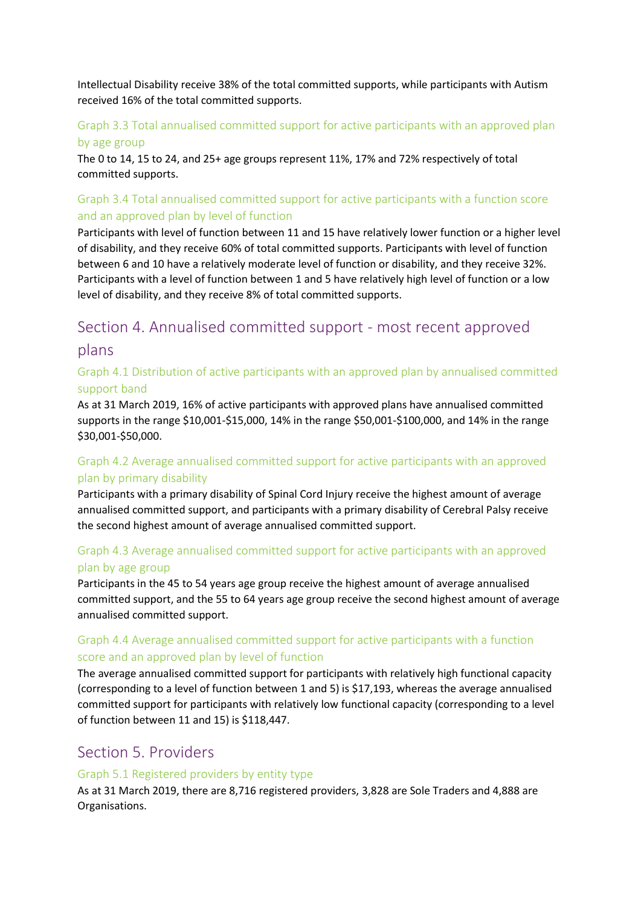Intellectual Disability receive 38% of the total committed supports, while participants with Autism received 16% of the total committed supports.

### Graph 3.3 Total annualised committed support for active participants with an approved plan by age group

The 0 to 14, 15 to 24, and 25+ age groups represent 11%, 17% and 72% respectively of total committed supports.

### Graph 3.4 Total annualised committed support for active participants with a function score and an approved plan by level of function

Participants with level of function between 11 and 15 have relatively lower function or a higher level of disability, and they receive 60% of total committed supports. Participants with level of function between 6 and 10 have a relatively moderate level of function or disability, and they receive 32%. Participants with a level of function between 1 and 5 have relatively high level of function or a low level of disability, and they receive 8% of total committed supports.

## Section 4. Annualised committed support - most recent approved plans

### Graph 4.1 Distribution of active participants with an approved plan by annualised committed support band

As at 31 March 2019, 16% of active participants with approved plans have annualised committed supports in the range $10,001-$15,000, 14% in the range $50,001-$100,000, and 14% in the range $30,001-$50,000.

### Graph 4.2 Average annualised committed support for active participants with an approved plan by primary disability

Participants with a primary disability of Spinal Cord Injury receive the highest amount of average annualised committed support, and participants with a primary disability of Cerebral Palsy receive the second highest amount of average annualised committed support.

### Graph 4.3 Average annualised committed support for active participants with an approved plan by age group

Participants in the 45 to 54 years age group receive the highest amount of average annualised committed support, and the 55 to 64 years age group receive the second highest amount of average annualised committed support.

### Graph 4.4 Average annualised committed support for active participants with a function score and an approved plan by level of function

The average annualised committed support for participants with relatively high functional capacity (corresponding to a level of function between 1 and 5) is $17,193, whereas the average annualised committed support for participants with relatively low functional capacity (corresponding to a level of function between 11 and 15) is $118,447.

## Section 5. Providers

### Graph 5.1 Registered providers by entity type

As at 31 March 2019, there are 8,716 registered providers, 3,828 are Sole Traders and 4,888 are Organisations.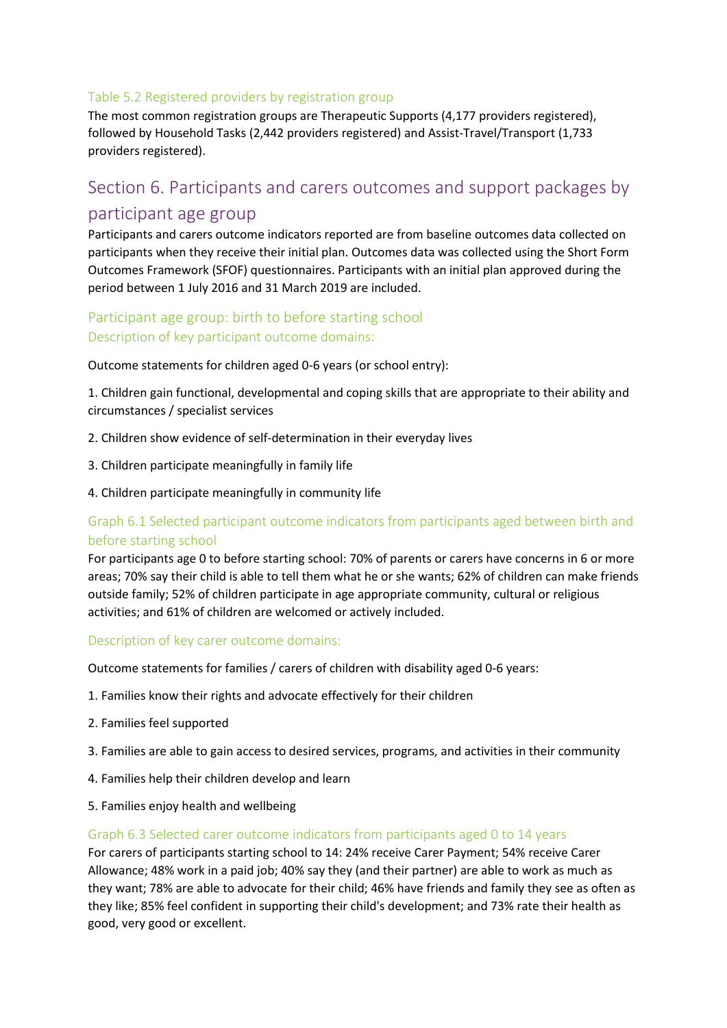### Table 5.2 Registered providers by registration group

The most common registration groups are Therapeutic Supports (4,177 providers registered), followed by Household Tasks (2,442 providers registered) and Assist-Travel/Transport (1,733 providers registered).

## Section 6. Participants and carers outcomes and support packages by participant age group

Participants and carers outcome indicators reported are from baseline outcomes data collected on participants when they receive their initial plan. Outcomes data was collected using the Short Form Outcomes Framework (SFOF) questionnaires. Participants with an initial plan approved during the period between 1 July 2016 and 31 March 2019 are included.

### Participant age group: birth to before starting school

#### Description of key participant outcome domains:

Outcome statements for children aged 0-6 years (or school entry):

1. Children gain functional, developmental and coping skills that are appropriate to their ability and circumstances / specialist services
2. Children show evidence of self-determination in their everyday lives
3. Children participate meaningfully in family life
4. Children participate meaningfully in community life

#### Graph 6.1 Selected participant outcome indicators from participants aged between birth and before starting school

For participants age 0 to before starting school: 70% of parents or carers have concerns in 6 or more areas; 70% say their child is able to tell them what he or she wants; 62% of children can make friends outside family; 52% of children participate in age appropriate community, cultural or religious activities; and 61% of children are welcomed or actively included.

#### Description of key carer outcome domains:

Outcome statements for families / carers of children with disability aged 0-6 years:

1. Families know their rights and advocate effectively for their children
2. Families feel supported
3. Families are able to gain access to desired services, programs, and activities in their community
4. Families help their children develop and learn
5. Families enjoy health and wellbeing

#### Graph 6.3 Selected carer outcome indicators from participants aged 0 to 14 years

For carers of participants starting school to 14: 24% receive Carer Payment; 54% receive Carer Allowance; 48% work in a paid job; 40% say they (and their partner) are able to work as much as they want; 78% are able to advocate for their child; 46% have friends and family they see as often as they like; 85% feel confident in supporting their child's development; and 73% rate their health as good, very good or excellent.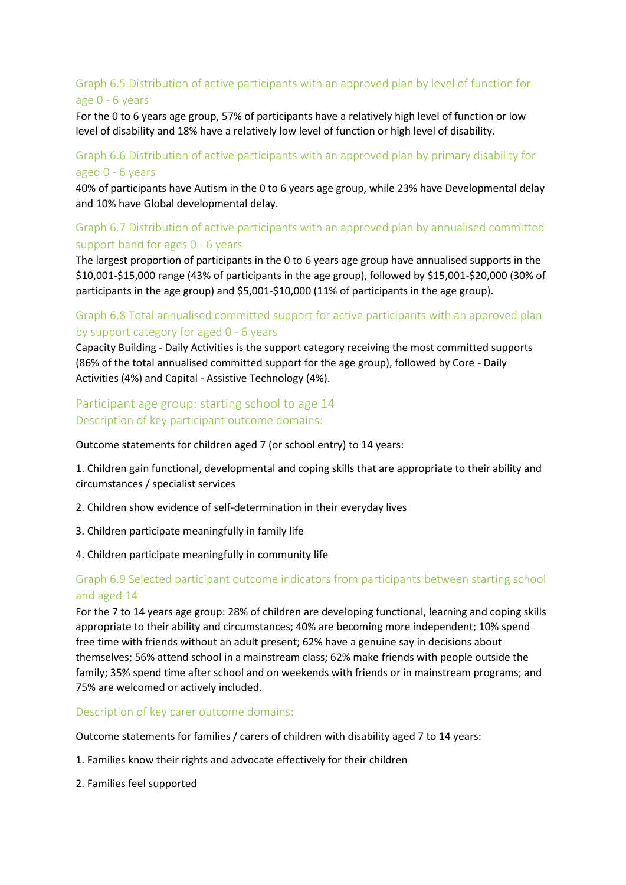### Graph 6.5 Distribution of active participants with an approved plan by level of function for age 0 - 6 years

For the 0 to 6 years age group, 57% of participants have a relatively high level of function or low level of disability and 18% have a relatively low level of function or high level of disability.

### Graph 6.6 Distribution of active participants with an approved plan by primary disability for aged 0 - 6 years

40% of participants have Autism in the 0 to 6 years age group, while 23% have Developmental delay and 10% have Global developmental delay.

### Graph 6.7 Distribution of active participants with an approved plan by annualised committed support band for ages 0 - 6 years

The largest proportion of participants in the 0 to 6 years age group have annualised supports in the $10,001-$15,000 range (43% of participants in the age group), followed by $15,001-$20,000 (30% of participants in the age group) and $5,001-$10,000 (11% of participants in the age group).

### Graph 6.8 Total annualised committed support for active participants with an approved plan by support category for aged 0 - 6 years

Capacity Building - Daily Activities is the support category receiving the most committed supports (86% of the total annualised committed support for the age group), followed by Core - Daily Activities (4%) and Capital - Assistive Technology (4%).

## Participant age group: starting school to age 14

### Description of key participant outcome domains:

Outcome statements for children aged 7 (or school entry) to 14 years:

1. Children gain functional, developmental and coping skills that are appropriate to their ability and circumstances / specialist services
2. Children show evidence of self-determination in their everyday lives
3. Children participate meaningfully in family life
4. Children participate meaningfully in community life

### Graph 6.9 Selected participant outcome indicators from participants between starting school and aged 14

For the 7 to 14 years age group: 28% of children are developing functional, learning and coping skills appropriate to their ability and circumstances; 40% are becoming more independent; 10% spend free time with friends without an adult present; 62% have a genuine say in decisions about themselves; 56% attend school in a mainstream class; 62% make friends with people outside the family; 35% spend time after school and on weekends with friends or in mainstream programs; and 75% are welcomed or actively included.

### Description of key carer outcome domains:

Outcome statements for families / carers of children with disability aged 7 to 14 years:

1. Families know their rights and advocate effectively for their children
2. Families feel supported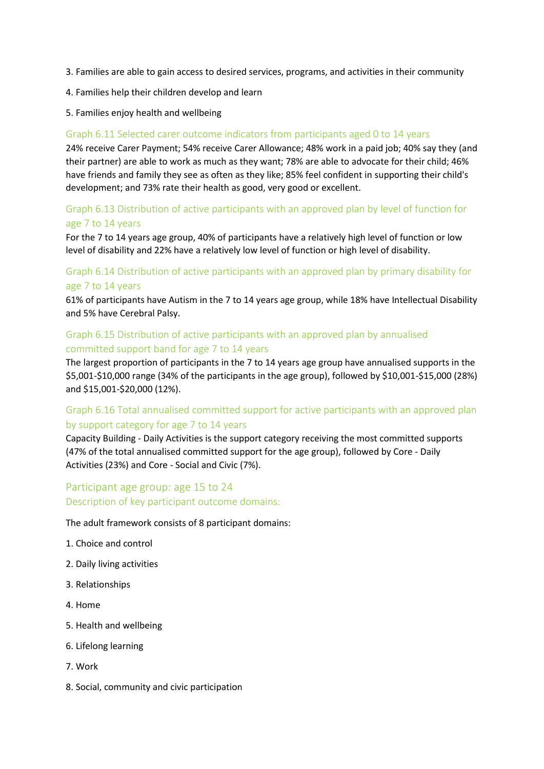3. Families are able to gain access to desired services, programs, and activities in their community

4. Families help their children develop and learn

5. Families enjoy health and wellbeing

### Graph 6.11 Selected carer outcome indicators from participants aged 0 to 14 years

24% receive Carer Payment; 54% receive Carer Allowance; 48% work in a paid job; 40% say they (and their partner) are able to work as much as they want; 78% are able to advocate for their child; 46% have friends and family they see as often as they like; 85% feel confident in supporting their child's development; and 73% rate their health as good, very good or excellent.

### Graph 6.13 Distribution of active participants with an approved plan by level of function for age 7 to 14 years

For the 7 to 14 years age group, 40% of participants have a relatively high level of function or low level of disability and 22% have a relatively low level of function or high level of disability.

### Graph 6.14 Distribution of active participants with an approved plan by primary disability for age 7 to 14 years

61% of participants have Autism in the 7 to 14 years age group, while 18% have Intellectual Disability and 5% have Cerebral Palsy.

### Graph 6.15 Distribution of active participants with an approved plan by annualised committed support band for age 7 to 14 years

The largest proportion of participants in the 7 to 14 years age group have annualised supports in the $5,001-$10,000 range (34% of the participants in the age group), followed by $10,001-$15,000 (28%) and $15,001-$20,000 (12%).

### Graph 6.16 Total annualised committed support for active participants with an approved plan by support category for age 7 to 14 years

Capacity Building - Daily Activities is the support category receiving the most committed supports (47% of the total annualised committed support for the age group), followed by Core - Daily Activities (23%) and Core - Social and Civic (7%).

## Participant age group: age 15 to 24

### Description of key participant outcome domains:

The adult framework consists of 8 participant domains:

1. Choice and control

2. Daily living activities

3. Relationships

4. Home

5. Health and wellbeing

6. Lifelong learning

7. Work

8. Social, community and civic participation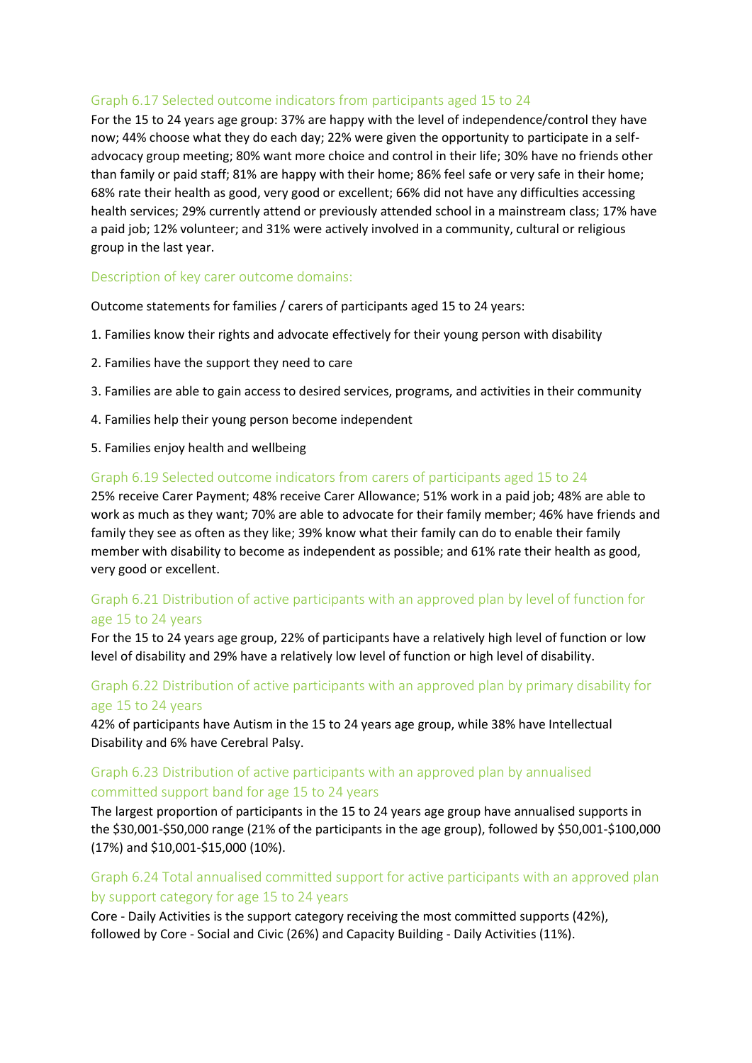### Graph 6.17 Selected outcome indicators from participants aged 15 to 24

For the 15 to 24 years age group: 37% are happy with the level of independence/control they have now; 44% choose what they do each day; 22% were given the opportunity to participate in a self-advocacy group meeting; 80% want more choice and control in their life; 30% have no friends other than family or paid staff; 81% are happy with their home; 86% feel safe or very safe in their home; 68% rate their health as good, very good or excellent; 66% did not have any difficulties accessing health services; 29% currently attend or previously attended school in a mainstream class; 17% have a paid job; 12% volunteer; and 31% were actively involved in a community, cultural or religious group in the last year.

### Description of key carer outcome domains:

Outcome statements for families / carers of participants aged 15 to 24 years:

1. Families know their rights and advocate effectively for their young person with disability
2. Families have the support they need to care
3. Families are able to gain access to desired services, programs, and activities in their community
4. Families help their young person become independent
5. Families enjoy health and wellbeing

### Graph 6.19 Selected outcome indicators from carers of participants aged 15 to 24

25% receive Carer Payment; 48% receive Carer Allowance; 51% work in a paid job; 48% are able to work as much as they want; 70% are able to advocate for their family member; 46% have friends and family they see as often as they like; 39% know what their family can do to enable their family member with disability to become as independent as possible; and 61% rate their health as good, very good or excellent.

### Graph 6.21 Distribution of active participants with an approved plan by level of function for age 15 to 24 years

For the 15 to 24 years age group, 22% of participants have a relatively high level of function or low level of disability and 29% have a relatively low level of function or high level of disability.

### Graph 6.22 Distribution of active participants with an approved plan by primary disability for age 15 to 24 years

42% of participants have Autism in the 15 to 24 years age group, while 38% have Intellectual Disability and 6% have Cerebral Palsy.

### Graph 6.23 Distribution of active participants with an approved plan by annualised committed support band for age 15 to 24 years

The largest proportion of participants in the 15 to 24 years age group have annualised supports in the $30,001-$50,000 range (21% of the participants in the age group), followed by $50,001-$100,000 (17%) and $10,001-$15,000 (10%).

### Graph 6.24 Total annualised committed support for active participants with an approved plan by support category for age 15 to 24 years

Core - Daily Activities is the support category receiving the most committed supports (42%), followed by Core - Social and Civic (26%) and Capacity Building - Daily Activities (11%).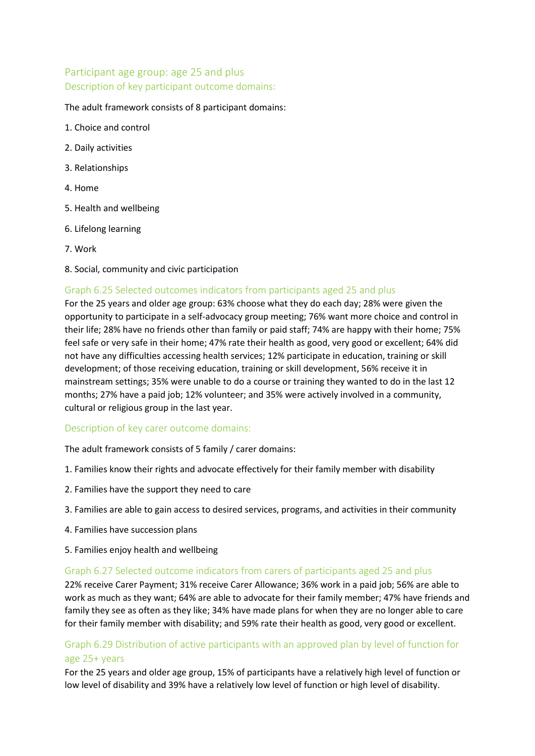## Participant age group: age 25 and plus

### Description of key participant outcome domains:

The adult framework consists of 8 participant domains:

1. Choice and control
2. Daily activities
3. Relationships
4. Home
5. Health and wellbeing
6. Lifelong learning
7. Work
8. Social, community and civic participation

### Graph 6.25 Selected outcomes indicators from participants aged 25 and plus

For the 25 years and older age group: 63% choose what they do each day; 28% were given the opportunity to participate in a self-advocacy group meeting; 76% want more choice and control in their life; 28% have no friends other than family or paid staff; 74% are happy with their home; 75% feel safe or very safe in their home; 47% rate their health as good, very good or excellent; 64% did not have any difficulties accessing health services; 12% participate in education, training or skill development; of those receiving education, training or skill development, 56% receive it in mainstream settings; 35% were unable to do a course or training they wanted to do in the last 12 months; 27% have a paid job; 12% volunteer; and 35% were actively involved in a community, cultural or religious group in the last year.

### Description of key carer outcome domains:

The adult framework consists of 5 family / carer domains:

1. Families know their rights and advocate effectively for their family member with disability
2. Families have the support they need to care
3. Families are able to gain access to desired services, programs, and activities in their community
4. Families have succession plans
5. Families enjoy health and wellbeing

### Graph 6.27 Selected outcome indicators from carers of participants aged 25 and plus

22% receive Carer Payment; 31% receive Carer Allowance; 36% work in a paid job; 56% are able to work as much as they want; 64% are able to advocate for their family member; 47% have friends and family they see as often as they like; 34% have made plans for when they are no longer able to care for their family member with disability; and 59% rate their health as good, very good or excellent.

### Graph 6.29 Distribution of active participants with an approved plan by level of function for age 25+ years

For the 25 years and older age group, 15% of participants have a relatively high level of function or low level of disability and 39% have a relatively low level of function or high level of disability.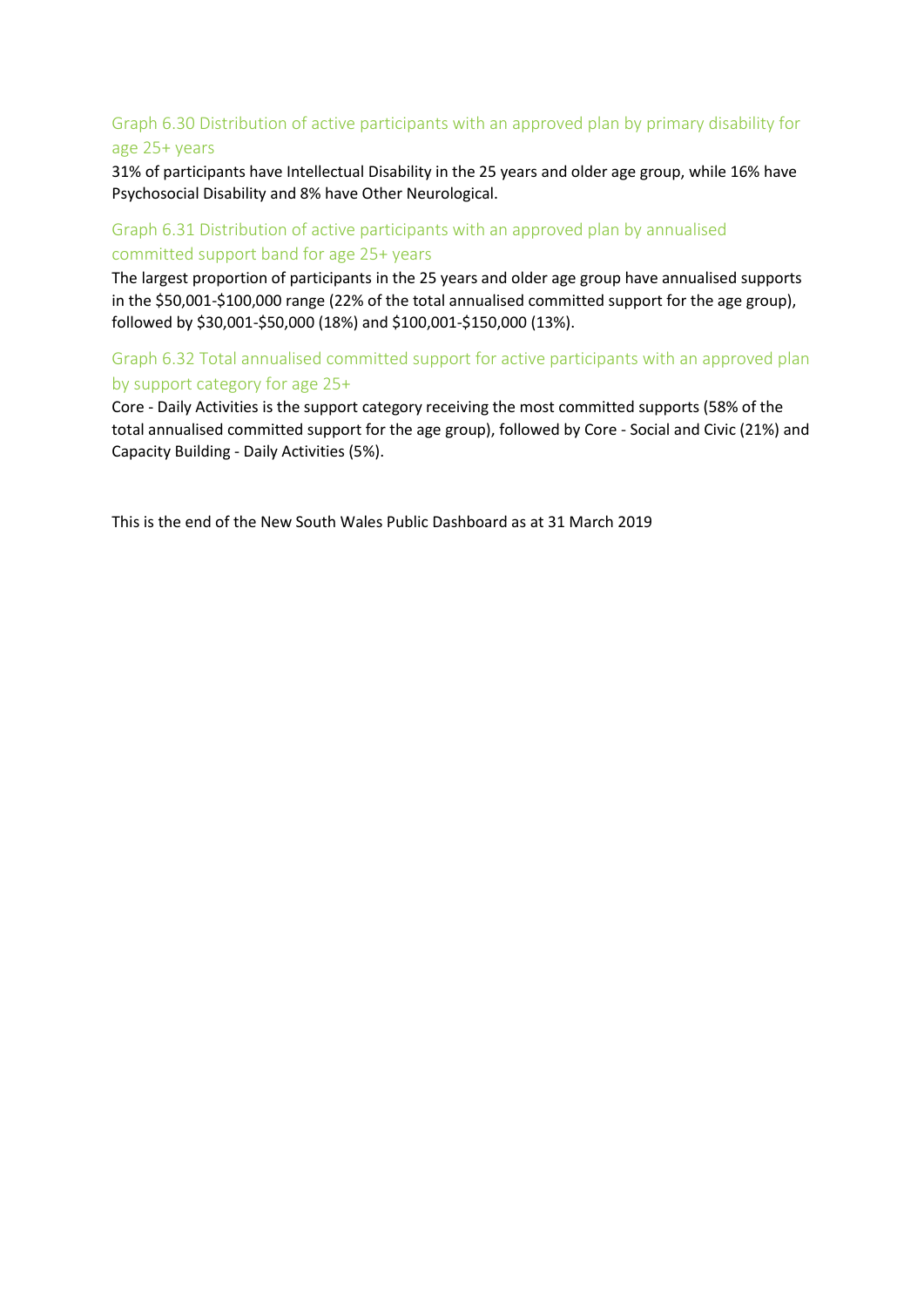### Graph 6.30 Distribution of active participants with an approved plan by primary disability for age 25+ years

31% of participants have Intellectual Disability in the 25 years and older age group, while 16% have Psychosocial Disability and 8% have Other Neurological.

### Graph 6.31 Distribution of active participants with an approved plan by annualised committed support band for age 25+ years

The largest proportion of participants in the 25 years and older age group have annualised supports in the $50,001-$100,000 range (22% of the total annualised committed support for the age group), followed by $30,001-$50,000 (18%) and $100,001-$150,000 (13%).

### Graph 6.32 Total annualised committed support for active participants with an approved plan by support category for age 25+

Core - Daily Activities is the support category receiving the most committed supports (58% of the total annualised committed support for the age group), followed by Core - Social and Civic (21%) and Capacity Building - Daily Activities (5%).

This is the end of the New South Wales Public Dashboard as at 31 March 2019